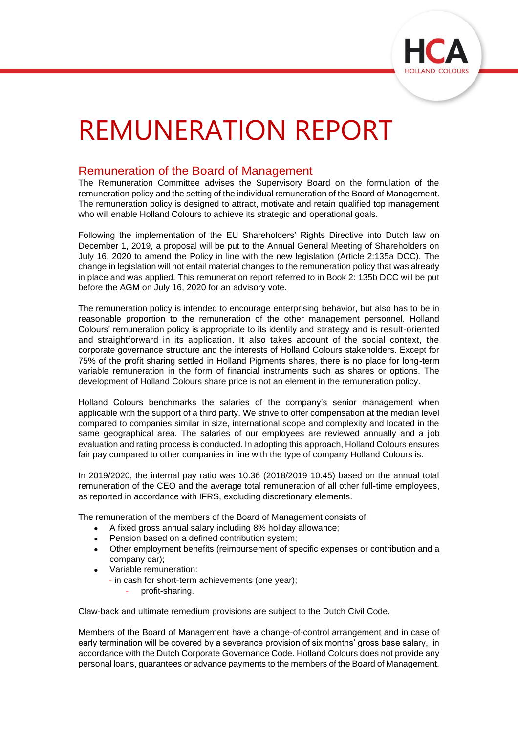# REMUNERATION REPORT

## Remuneration of the Board of Management

The Remuneration Committee advises the Supervisory Board on the formulation of the remuneration policy and the setting of the individual remuneration of the Board of Management. The remuneration policy is designed to attract, motivate and retain qualified top management who will enable Holland Colours to achieve its strategic and operational goals.

Following the implementation of the EU Shareholders' Rights Directive into Dutch law on December 1, 2019, a proposal will be put to the Annual General Meeting of Shareholders on July 16, 2020 to amend the Policy in line with the new legislation (Article 2:135a DCC). The change in legislation will not entail material changes to the remuneration policy that was already in place and was applied. This remuneration report referred to in Book 2: 135b DCC will be put before the AGM on July 16, 2020 for an advisory vote.

The remuneration policy is intended to encourage enterprising behavior, but also has to be in reasonable proportion to the remuneration of the other management personnel. Holland Colours' remuneration policy is appropriate to its identity and strategy and is result-oriented and straightforward in its application. It also takes account of the social context, the corporate governance structure and the interests of Holland Colours stakeholders. Except for 75% of the profit sharing settled in Holland Pigments shares, there is no place for long-term variable remuneration in the form of financial instruments such as shares or options. The development of Holland Colours share price is not an element in the remuneration policy.

Holland Colours benchmarks the salaries of the company's senior management when applicable with the support of a third party. We strive to offer compensation at the median level compared to companies similar in size, international scope and complexity and located in the same geographical area. The salaries of our employees are reviewed annually and a job evaluation and rating process is conducted. In adopting this approach, Holland Colours ensures fair pay compared to other companies in line with the type of company Holland Colours is.

In 2019/2020, the internal pay ratio was 10.36 (2018/2019 10.45) based on the annual total remuneration of the CEO and the average total remuneration of all other full-time employees, as reported in accordance with IFRS, excluding discretionary elements.

The remuneration of the members of the Board of Management consists of:

- A fixed gross annual salary including 8% holiday allowance;
- Pension based on a defined contribution system;
- Other employment benefits (reimbursement of specific expenses or contribution and a company car);
- Variable remuneration:
  - in cash for short-term achievements (one year);
  - profit-sharing.

Claw-back and ultimate remedium provisions are subject to the Dutch Civil Code.

Members of the Board of Management have a change-of-control arrangement and in case of early termination will be covered by a severance provision of six months' gross base salary, in accordance with the Dutch Corporate Governance Code. Holland Colours does not provide any personal loans, guarantees or advance payments to the members of the Board of Management.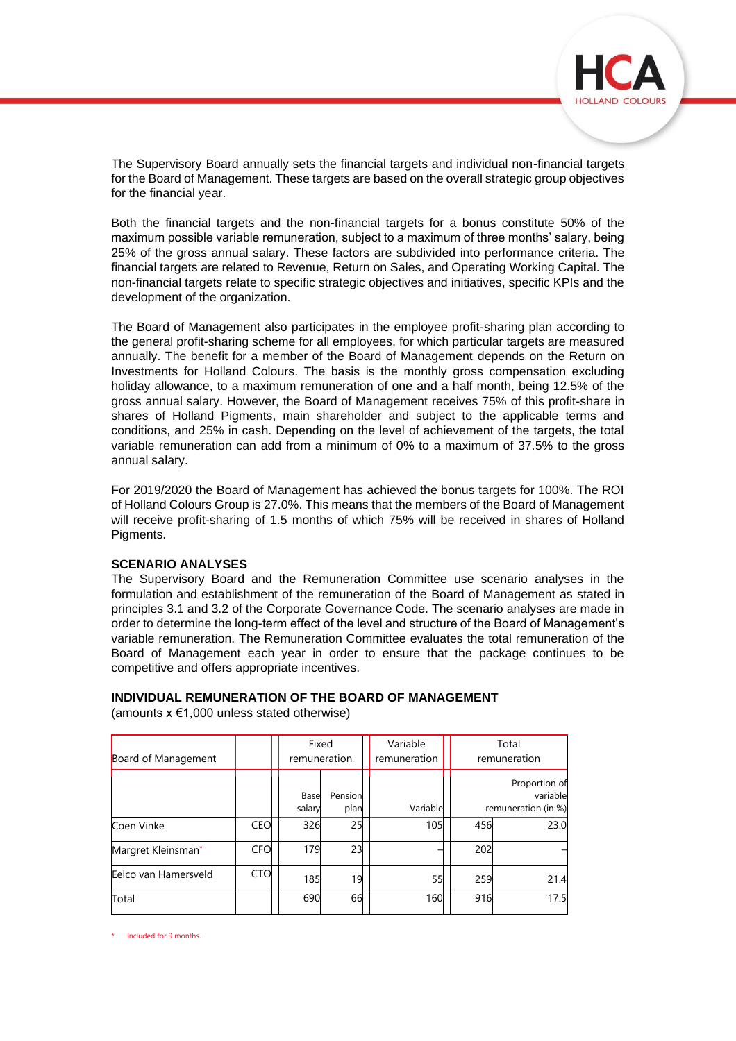The Supervisory Board annually sets the financial targets and individual non-financial targets for the Board of Management. These targets are based on the overall strategic group objectives for the financial year.

Both the financial targets and the non-financial targets for a bonus constitute 50% of the maximum possible variable remuneration, subject to a maximum of three months' salary, being 25% of the gross annual salary. These factors are subdivided into performance criteria. The financial targets are related to Revenue, Return on Sales, and Operating Working Capital. The non-financial targets relate to specific strategic objectives and initiatives, specific KPIs and the development of the organization.

The Board of Management also participates in the employee profit-sharing plan according to the general profit-sharing scheme for all employees, for which particular targets are measured annually. The benefit for a member of the Board of Management depends on the Return on Investments for Holland Colours. The basis is the monthly gross compensation excluding holiday allowance, to a maximum remuneration of one and a half month, being 12.5% of the gross annual salary. However, the Board of Management receives 75% of this profit-share in shares of Holland Pigments, main shareholder and subject to the applicable terms and conditions, and 25% in cash. Depending on the level of achievement of the targets, the total variable remuneration can add from a minimum of 0% to a maximum of 37.5% to the gross annual salary.

For 2019/2020 the Board of Management has achieved the bonus targets for 100%. The ROI of Holland Colours Group is 27.0%. This means that the members of the Board of Management will receive profit-sharing of 1.5 months of which 75% will be received in shares of Holland Pigments.

**SCENARIO ANALYSES**

The Supervisory Board and the Remuneration Committee use scenario analyses in the formulation and establishment of the remuneration of the Board of Management as stated in principles 3.1 and 3.2 of the Corporate Governance Code. The scenario analyses are made in order to determine the long-term effect of the level and structure of the Board of Management's variable remuneration. The Remuneration Committee evaluates the total remuneration of the Board of Management each year in order to ensure that the package continues to be competitive and offers appropriate incentives.

**INDIVIDUAL REMUNERATION OF THE BOARD OF MANAGEMENT**

(amounts x €1,000 unless stated otherwise)

| Board of Management | | Fixed remuneration | | Variable remuneration | Total remuneration | |
|---|---|---|---|---|---|---|
| | | Base salary | Pension plan | Variable | | Proportion of variable remuneration (in %) |
| Coen Vinke | CEO | 326 | 25 | 105 | 456 | 23.0 |
| Margret Kleinsman* | CFO | 179 | 23 | – | 202 | – |
| Eelco van Hamersveld | CTO | 185 | 19 | 55 | 259 | 21.4 |
| Total | | 690 | 66 | 160 | 916 | 17.5 |

\* Included for 9 months.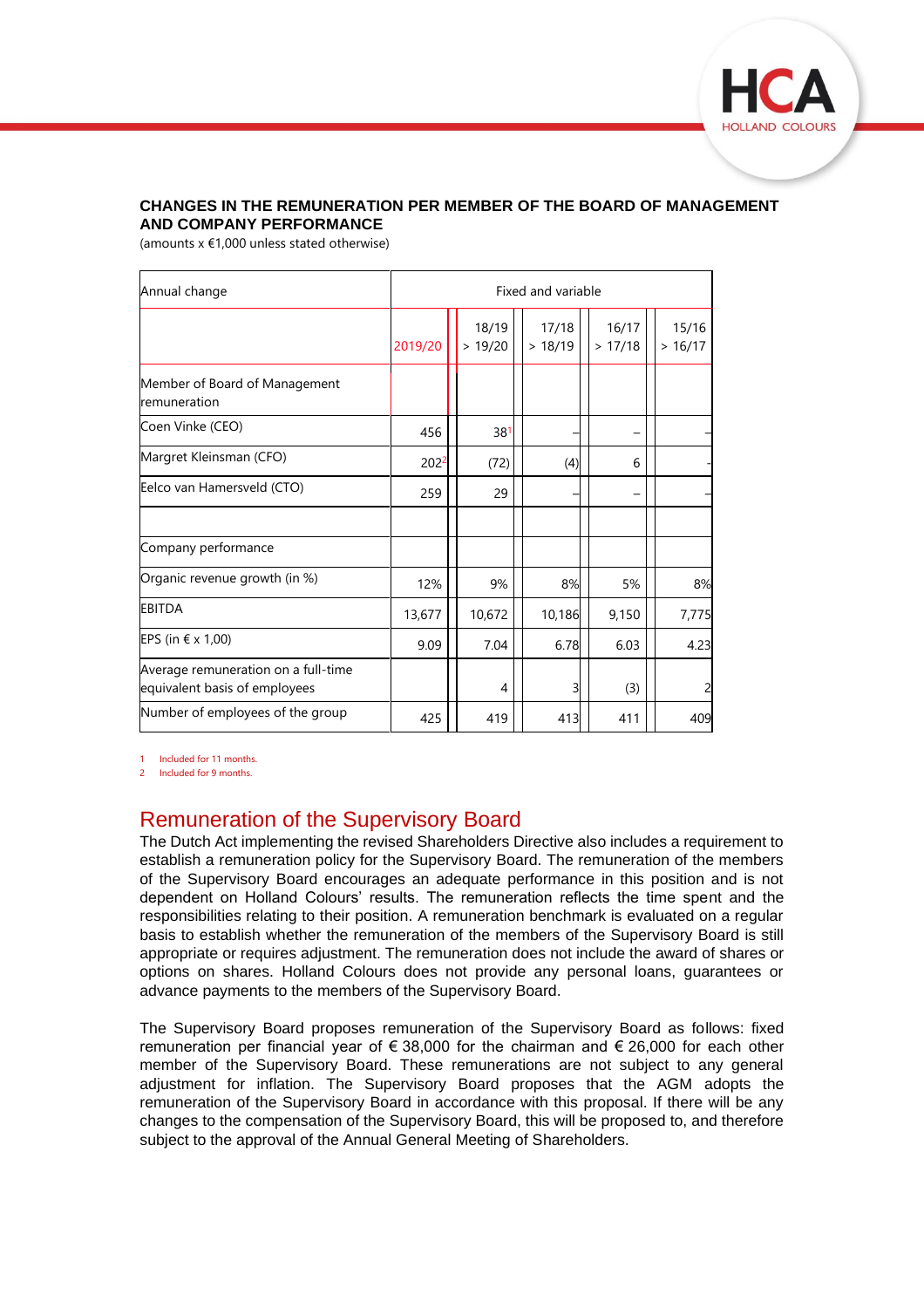**CHANGES IN THE REMUNERATION PER MEMBER OF THE BOARD OF MANAGEMENT AND COMPANY PERFORMANCE**

(amounts x €1,000 unless stated otherwise)

| Annual change | Fixed and variable | | | | |
|---|---|---|---|---|---|
| | 2019/20 | 18/19 > 19/20 | 17/18 > 18/19 | 16/17 > 17/18 | 15/16 > 16/17 |
| Member of Board of Management remuneration | | | | | |
| Coen Vinke (CEO) | 456 | 38[1] | – | – | – |
| Margret Kleinsman (CFO) | 202[2] | (72) | (4) | 6 | - |
| Eelco van Hamersveld (CTO) | 259 | 29 | – | – | – |
| | | | | | |
| Company performance | | | | | |
| Organic revenue growth (in %) | 12% | 9% | 8% | 5% | 8% |
| EBITDA | 13,677 | 10,672 | 10,186 | 9,150 | 7,775 |
| EPS (in € x 1,00) | 9.09 | 7.04 | 6.78 | 6.03 | 4.23 |
| Average remuneration on a full-time equivalent basis of employees | | 4 | 3 | (3) | 2 |
| Number of employees of the group | 425 | 419 | 413 | 411 | 409 |

1 Included for 11 months.
2 Included for 9 months.

## Remuneration of the Supervisory Board

The Dutch Act implementing the revised Shareholders Directive also includes a requirement to establish a remuneration policy for the Supervisory Board. The remuneration of the members of the Supervisory Board encourages an adequate performance in this position and is not dependent on Holland Colours' results. The remuneration reflects the time spent and the responsibilities relating to their position. A remuneration benchmark is evaluated on a regular basis to establish whether the remuneration of the members of the Supervisory Board is still appropriate or requires adjustment. The remuneration does not include the award of shares or options on shares. Holland Colours does not provide any personal loans, guarantees or advance payments to the members of the Supervisory Board.

The Supervisory Board proposes remuneration of the Supervisory Board as follows: fixed remuneration per financial year of € 38,000 for the chairman and € 26,000 for each other member of the Supervisory Board. These remunerations are not subject to any general adjustment for inflation. The Supervisory Board proposes that the AGM adopts the remuneration of the Supervisory Board in accordance with this proposal. If there will be any changes to the compensation of the Supervisory Board, this will be proposed to, and therefore subject to the approval of the Annual General Meeting of Shareholders.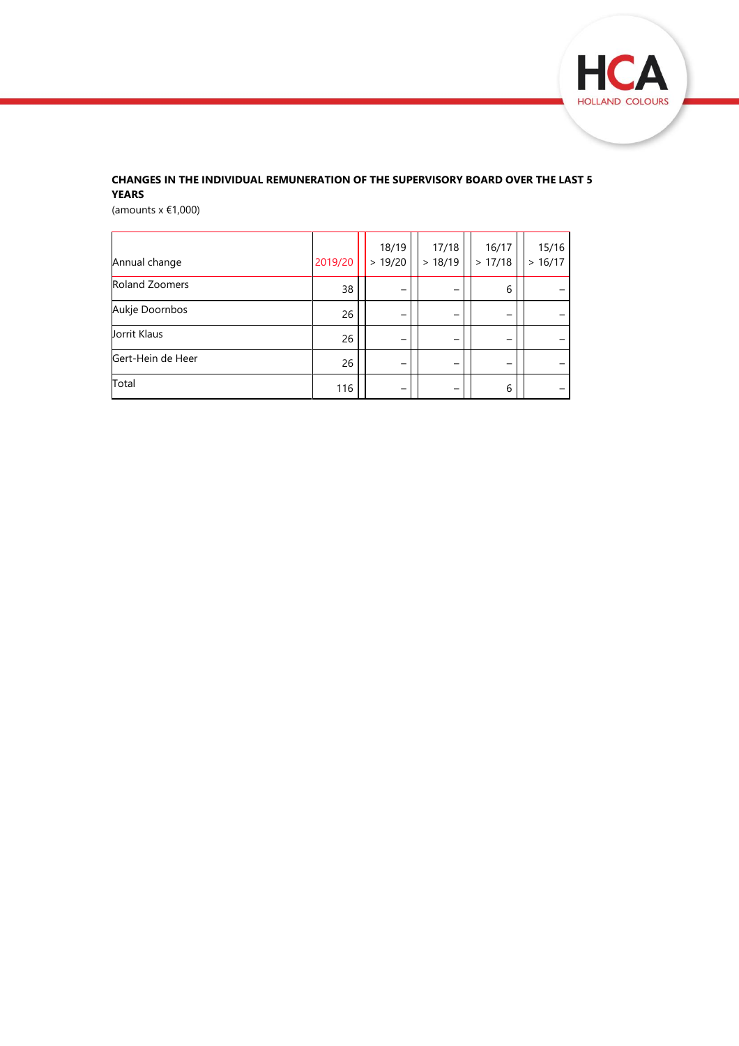**CHANGES IN THE INDIVIDUAL REMUNERATION OF THE SUPERVISORY BOARD OVER THE LAST 5 YEARS**

(amounts x €1,000)

| Annual change | 2019/20 | 18/19 > 19/20 | 17/18 > 18/19 | 16/17 > 17/18 | 15/16 > 16/17 |
|---|---|---|---|---|---|
| Roland Zoomers | 38 | – | – | 6 | – |
| Aukje Doornbos | 26 | – | – | – | – |
| Jorrit Klaus | 26 | – | – | – | – |
| Gert-Hein de Heer | 26 | – | – | – | – |
| Total | 116 | – | – | 6 | – |